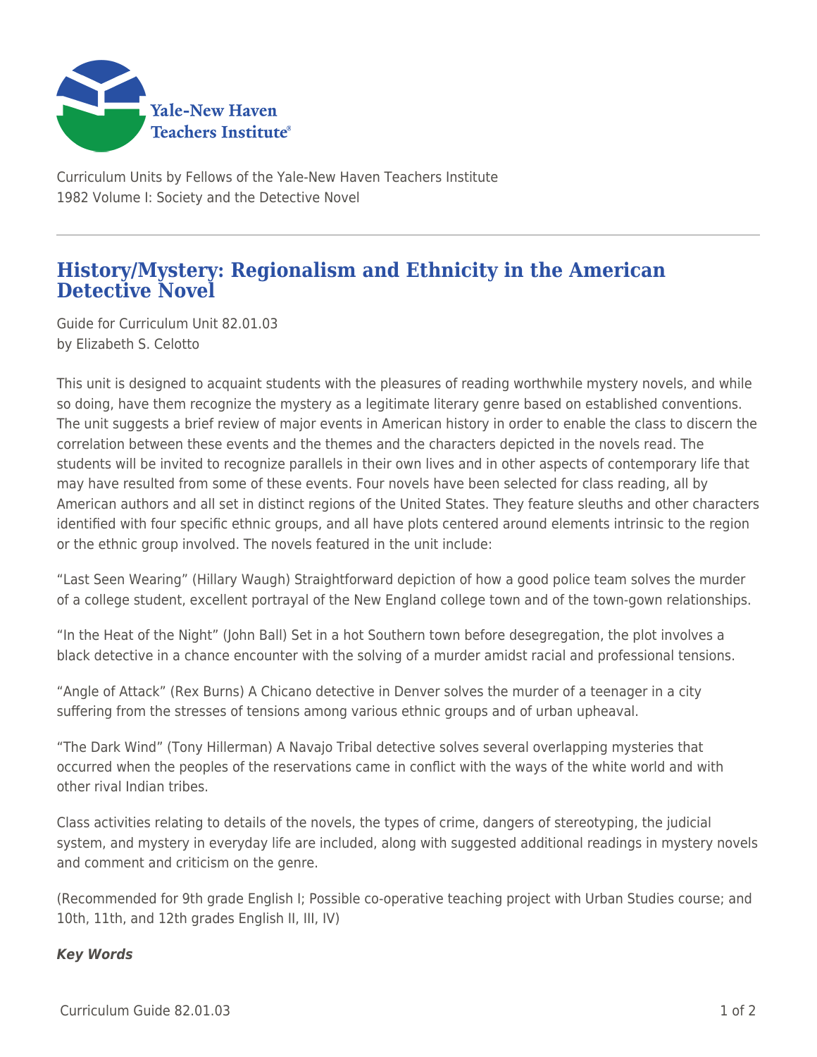Yale-New Haven Teachers Institute

Curriculum Units by Fellows of the Yale-New Haven Teachers Institute
1982 Volume I: Society and the Detective Novel

# History/Mystery: Regionalism and Ethnicity in the American Detective Novel

Guide for Curriculum Unit 82.01.03
by Elizabeth S. Celotto

This unit is designed to acquaint students with the pleasures of reading worthwhile mystery novels, and while so doing, have them recognize the mystery as a legitimate literary genre based on established conventions. The unit suggests a brief review of major events in American history in order to enable the class to discern the correlation between these events and the themes and the characters depicted in the novels read. The students will be invited to recognize parallels in their own lives and in other aspects of contemporary life that may have resulted from some of these events. Four novels have been selected for class reading, all by American authors and all set in distinct regions of the United States. They feature sleuths and other characters identified with four specific ethnic groups, and all have plots centered around elements intrinsic to the region or the ethnic group involved. The novels featured in the unit include:

"Last Seen Wearing" (Hillary Waugh) Straightforward depiction of how a good police team solves the murder of a college student, excellent portrayal of the New England college town and of the town-gown relationships.

"In the Heat of the Night" (John Ball) Set in a hot Southern town before desegregation, the plot involves a black detective in a chance encounter with the solving of a murder amidst racial and professional tensions.

"Angle of Attack" (Rex Burns) A Chicano detective in Denver solves the murder of a teenager in a city suffering from the stresses of tensions among various ethnic groups and of urban upheaval.

"The Dark Wind" (Tony Hillerman) A Navajo Tribal detective solves several overlapping mysteries that occurred when the peoples of the reservations came in conflict with the ways of the white world and with other rival Indian tribes.

Class activities relating to details of the novels, the types of crime, dangers of stereotyping, the judicial system, and mystery in everyday life are included, along with suggested additional readings in mystery novels and comment and criticism on the genre.

(Recommended for 9th grade English I; Possible co-operative teaching project with Urban Studies course; and 10th, 11th, and 12th grades English II, III, IV)

***Key Words***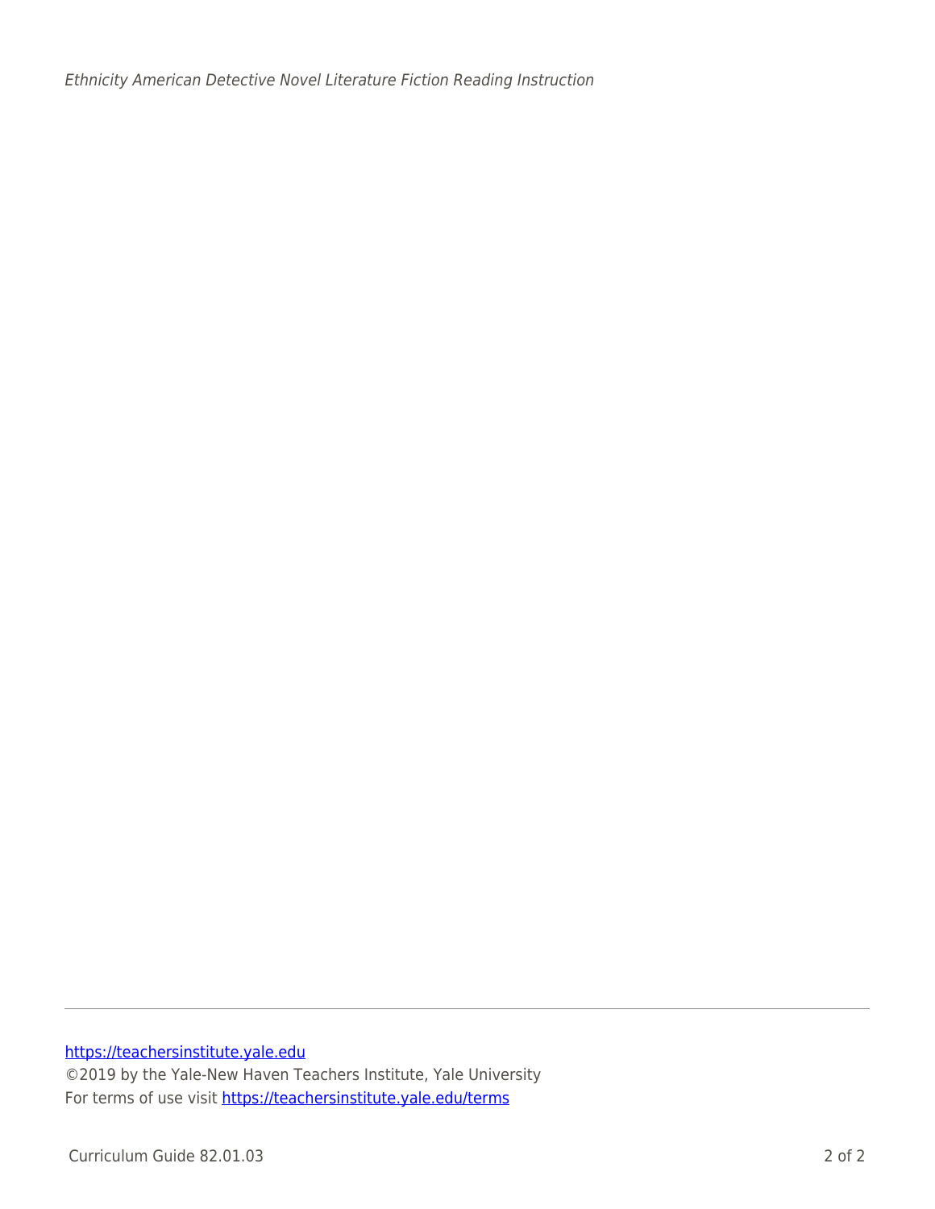*Ethnicity American Detective Novel Literature Fiction Reading Instruction*

https://teachersinstitute.yale.edu
©2019 by the Yale-New Haven Teachers Institute, Yale University
For terms of use visit https://teachersinstitute.yale.edu/terms